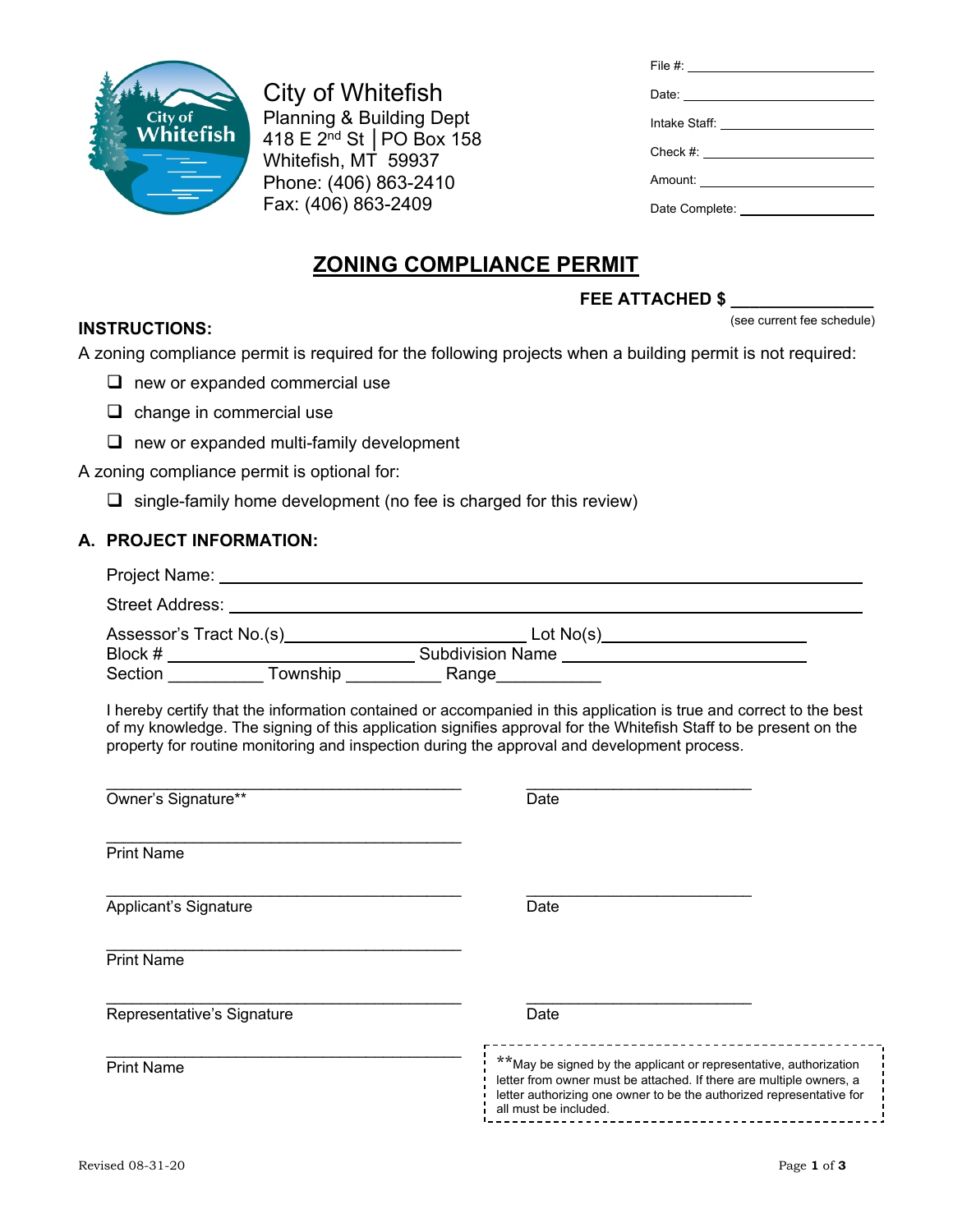City of Whitefish
Planning & Building Dept
418 E 2nd St | PO Box 158
Whitefish, MT 59937
Phone: (406) 863-2410
Fax: (406) 863-2409

File #: ____________________

Date: ____________________

Intake Staff: ____________________

Check #: ____________________

Amount: ____________________

Date Complete: ____________________

# ZONING COMPLIANCE PERMIT

**FEE ATTACHED $ ______________**
(see current fee schedule)

**INSTRUCTIONS:**

A zoning compliance permit is required for the following projects when a building permit is not required:

- ❑ new or expanded commercial use
- ❑ change in commercial use
- ❑ new or expanded multi-family development

A zoning compliance permit is optional for:

- ❑ single-family home development (no fee is charged for this review)

## A. PROJECT INFORMATION:

Project Name: ______________________________________________

Street Address: ______________________________________________

Assessor's Tract No.(s)____________________ Lot No(s)____________________
Block # ____________________ Subdivision Name ____________________
Section __________ Township __________ Range__________

I hereby certify that the information contained or accompanied in this application is true and correct to the best of my knowledge. The signing of this application signifies approval for the Whitefish Staff to be present on the property for routine monitoring and inspection during the approval and development process.

______________________________ ____________________
Owner's Signature** Date

______________________________
Print Name

______________________________ ____________________
Applicant's Signature Date

______________________________
Print Name

______________________________ ____________________
Representative's Signature Date

______________________________
Print Name

**May be signed by the applicant or representative, authorization letter from owner must be attached. If there are multiple owners, a letter authorizing one owner to be the authorized representative for all must be included.

Revised 08-31-20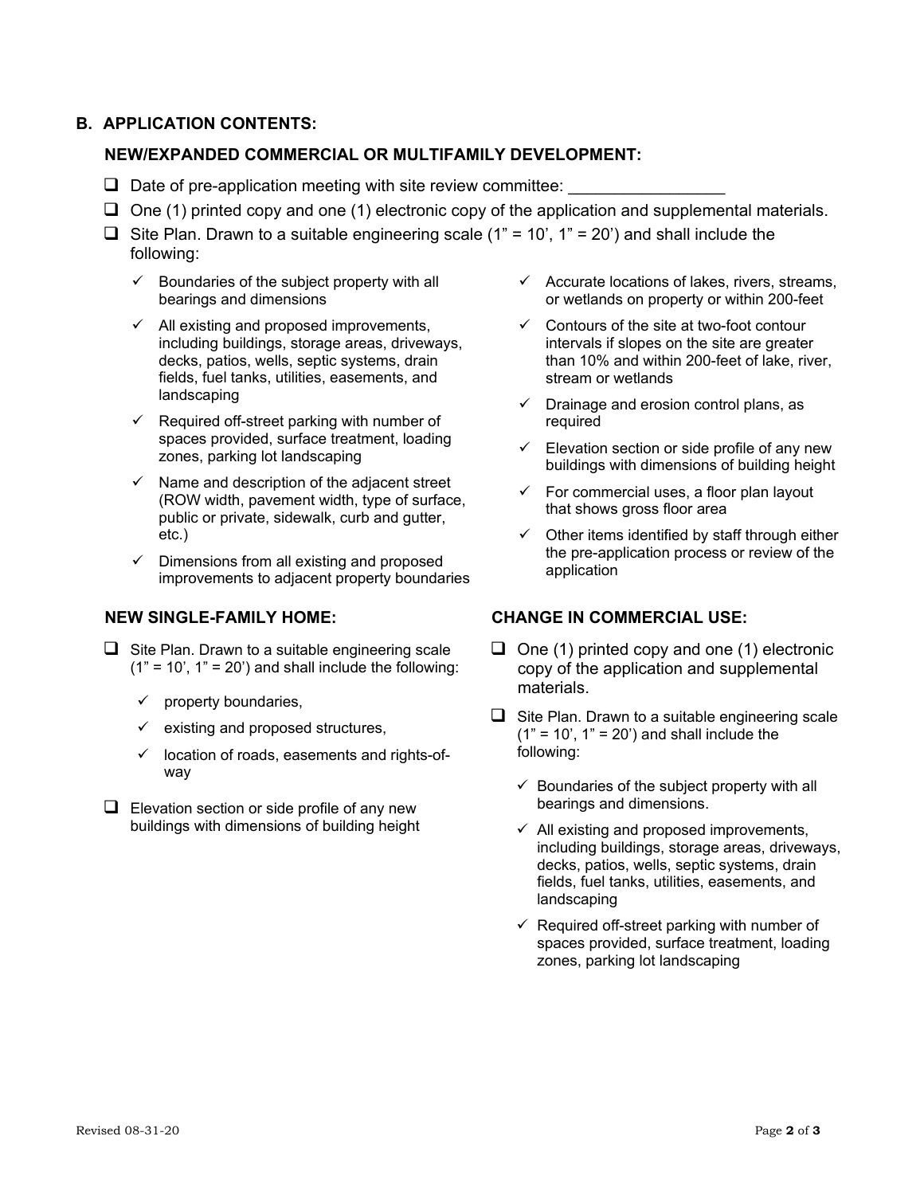## B. APPLICATION CONTENTS:

### NEW/EXPANDED COMMERCIAL OR MULTIFAMILY DEVELOPMENT:

- ☐ Date of pre-application meeting with site review committee: ________________
- ☐ One (1) printed copy and one (1) electronic copy of the application and supplemental materials.
- ☐ Site Plan. Drawn to a suitable engineering scale (1” = 10’, 1” = 20’) and shall include the following:
  - ✓ Boundaries of the subject property with all bearings and dimensions
  - ✓ All existing and proposed improvements, including buildings, storage areas, driveways, decks, patios, wells, septic systems, drain fields, fuel tanks, utilities, easements, and landscaping
  - ✓ Required off-street parking with number of spaces provided, surface treatment, loading zones, parking lot landscaping
  - ✓ Name and description of the adjacent street (ROW width, pavement width, type of surface, public or private, sidewalk, curb and gutter, etc.)
  - ✓ Dimensions from all existing and proposed improvements to adjacent property boundaries
  - ✓ Accurate locations of lakes, rivers, streams, or wetlands on property or within 200-feet
  - ✓ Contours of the site at two-foot contour intervals if slopes on the site are greater than 10% and within 200-feet of lake, river, stream or wetlands
  - ✓ Drainage and erosion control plans, as required
  - ✓ Elevation section or side profile of any new buildings with dimensions of building height
  - ✓ For commercial uses, a floor plan layout that shows gross floor area
  - ✓ Other items identified by staff through either the pre-application process or review of the application

### NEW SINGLE-FAMILY HOME:

- ☐ Site Plan. Drawn to a suitable engineering scale (1” = 10’, 1” = 20’) and shall include the following:
  - ✓ property boundaries,
  - ✓ existing and proposed structures,
  - ✓ location of roads, easements and rights-of-way
- ☐ Elevation section or side profile of any new buildings with dimensions of building height

### CHANGE IN COMMERCIAL USE:

- ☐ One (1) printed copy and one (1) electronic copy of the application and supplemental materials.
- ☐ Site Plan. Drawn to a suitable engineering scale (1” = 10’, 1” = 20’) and shall include the following:
  - ✓ Boundaries of the subject property with all bearings and dimensions.
  - ✓ All existing and proposed improvements, including buildings, storage areas, driveways, decks, patios, wells, septic systems, drain fields, fuel tanks, utilities, easements, and landscaping
  - ✓ Required off-street parking with number of spaces provided, surface treatment, loading zones, parking lot landscaping

Revised 08-31-20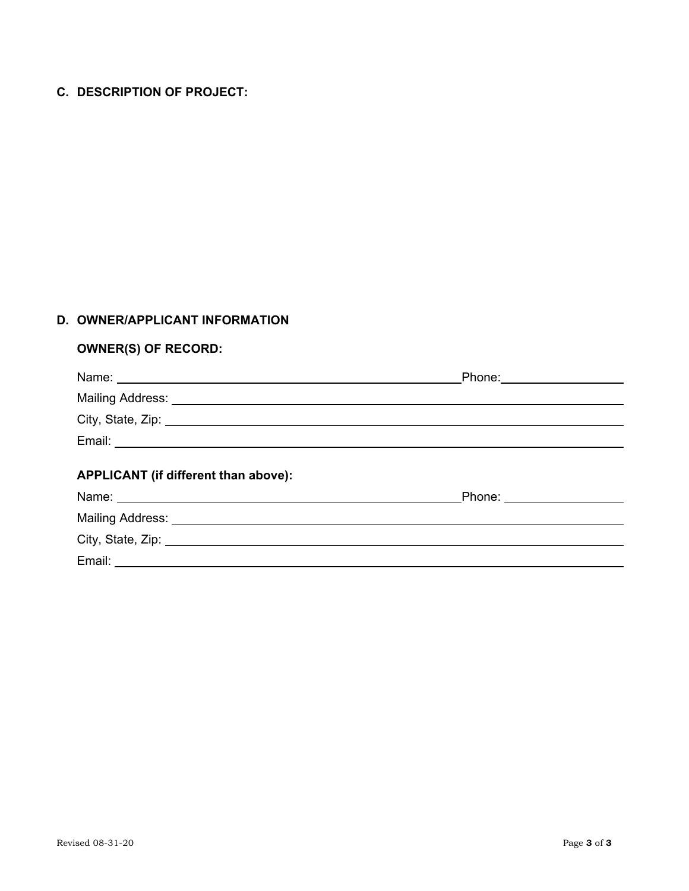## C. DESCRIPTION OF PROJECT:

## D. OWNER/APPLICANT INFORMATION

**OWNER(S) OF RECORD:**

Name: \_\_\_\_\_\_\_\_\_\_\_\_\_\_\_\_\_\_\_\_\_\_\_\_\_\_\_\_\_\_\_\_\_\_\_\_\_\_\_\_ Phone: \_\_\_\_\_\_\_\_\_\_\_\_\_\_\_\_

Mailing Address: \_\_\_\_\_\_\_\_\_\_\_\_\_\_\_\_\_\_\_\_\_\_\_\_\_\_\_\_\_\_\_\_\_\_\_\_\_\_\_\_\_\_\_\_\_\_\_\_\_\_\_\_

City, State, Zip: \_\_\_\_\_\_\_\_\_\_\_\_\_\_\_\_\_\_\_\_\_\_\_\_\_\_\_\_\_\_\_\_\_\_\_\_\_\_\_\_\_\_\_\_\_\_\_\_\_\_\_\_\_

Email: \_\_\_\_\_\_\_\_\_\_\_\_\_\_\_\_\_\_\_\_\_\_\_\_\_\_\_\_\_\_\_\_\_\_\_\_\_\_\_\_\_\_\_\_\_\_\_\_\_\_\_\_\_\_\_\_\_\_\_\_\_

**APPLICANT (if different than above):**

Name: \_\_\_\_\_\_\_\_\_\_\_\_\_\_\_\_\_\_\_\_\_\_\_\_\_\_\_\_\_\_\_\_\_\_\_\_\_\_\_\_ Phone: \_\_\_\_\_\_\_\_\_\_\_\_\_\_\_\_

Mailing Address: \_\_\_\_\_\_\_\_\_\_\_\_\_\_\_\_\_\_\_\_\_\_\_\_\_\_\_\_\_\_\_\_\_\_\_\_\_\_\_\_\_\_\_\_\_\_\_\_\_\_\_\_

City, State, Zip: \_\_\_\_\_\_\_\_\_\_\_\_\_\_\_\_\_\_\_\_\_\_\_\_\_\_\_\_\_\_\_\_\_\_\_\_\_\_\_\_\_\_\_\_\_\_\_\_\_\_\_\_\_

Email: \_\_\_\_\_\_\_\_\_\_\_\_\_\_\_\_\_\_\_\_\_\_\_\_\_\_\_\_\_\_\_\_\_\_\_\_\_\_\_\_\_\_\_\_\_\_\_\_\_\_\_\_\_\_\_\_\_\_\_\_\_

Revised 08-31-20